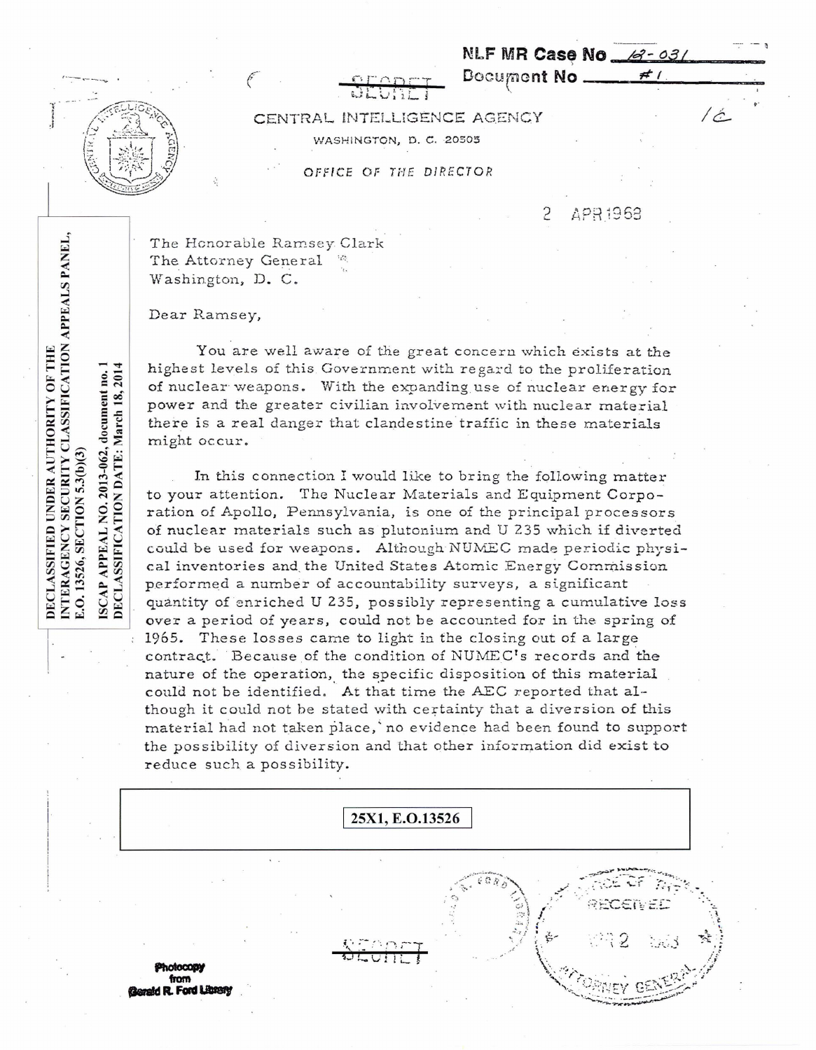NLF MR Case No 18-031
Document No #1

SECRET

CENTRAL INTELLIGENCE AGENCY

WASHINGTON, D. C. 20505

*OFFICE OF THE DIRECTOR*

DECLASSIFIED UNDER AUTHORITY OF THE INTERAGENCY SECURITY CLASSIFICATION APPEALS PANEL, E.O. 13526, SECTION 5.3(b)(3)

ISCAP APPEAL NO. 2013-062, document no. 1
DECLASSIFICATION DATE: March 18, 2014

2 APR 1968

The Honorable Ramsey Clark
The Attorney General
Washington, D. C.

Dear Ramsey,

You are well aware of the great concern which exists at the highest levels of this Government with regard to the proliferation of nuclear weapons. With the expanding use of nuclear energy for power and the greater civilian involvement with nuclear material there is a real danger that clandestine traffic in these materials might occur.

In this connection I would like to bring the following matter to your attention. The Nuclear Materials and Equipment Corporation of Apollo, Pennsylvania, is one of the principal processors of nuclear materials such as plutonium and U 235 which if diverted could be used for weapons. Although NUMEC made periodic physical inventories and the United States Atomic Energy Commission performed a number of accountability surveys, a significant quantity of enriched U 235, possibly representing a cumulative loss over a period of years, could not be accounted for in the spring of 1965. These losses came to light in the closing out of a large contract. Because of the condition of NUMEC's records and the nature of the operation, the specific disposition of this material could not be identified. At that time the AEC reported that although it could not be stated with certainty that a diversion of this material had not taken place, no evidence had been found to support the possibility of diversion and that other information did exist to reduce such a possibility.

25X1, E.O.13526

SECRET

OFFICE OF THE ATTORNEY GENERAL RECEIVED APR 2 1968

Photocopy from Gerald R. Ford Library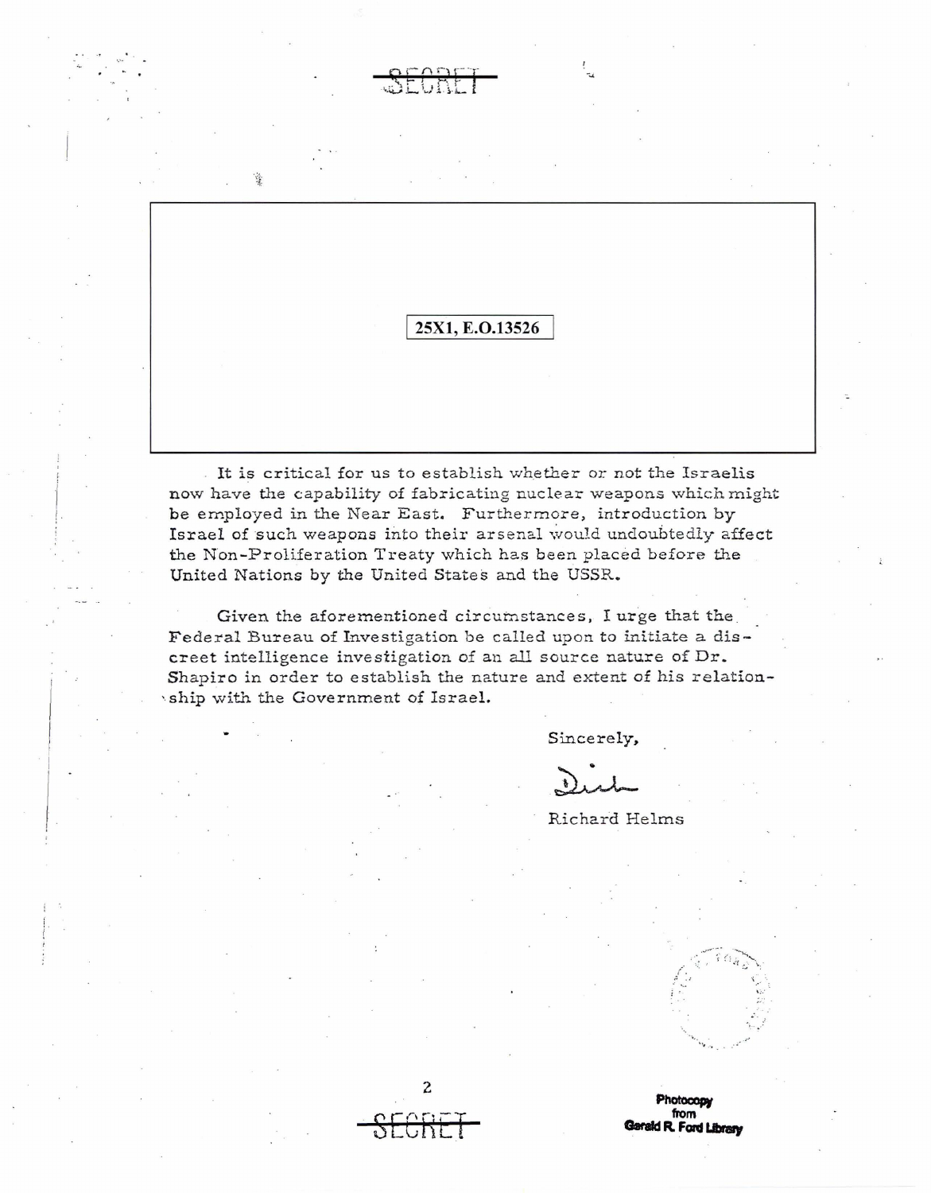SECRET

25X1, E.O.13526

It is critical for us to establish whether or not the Israelis now have the capability of fabricating nuclear weapons which might be employed in the Near East. Furthermore, introduction by Israel of such weapons into their arsenal would undoubtedly affect the Non-Proliferation Treaty which has been placed before the United Nations by the United States and the USSR.

Given the aforementioned circumstances, I urge that the Federal Bureau of Investigation be called upon to initiate a discreet intelligence investigation of an all source nature of Dr. Shapiro in order to establish the nature and extent of his relationship with the Government of Israel.

Sincerely,

Dick

Richard Helms

SECRET

Photocopy from Gerald R. Ford Library